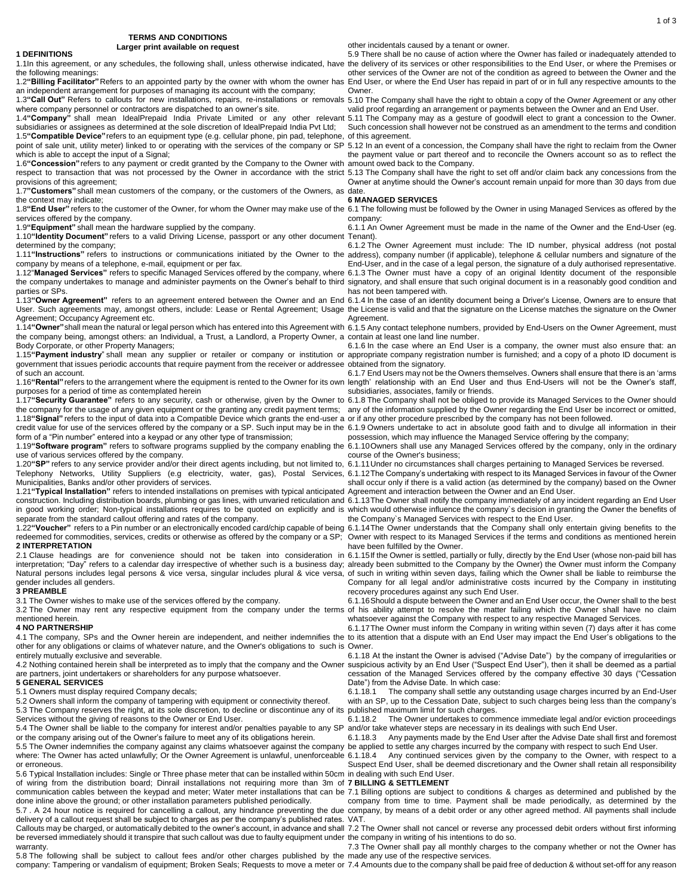# TERMS AND CONDITIONS

**Larger print available on request**

## 1 DEFINITIONS

1.1In this agreement, or any schedules, the following shall, unless otherwise indicated, have the following meanings:

1.2**"Billing Facilitator"** Refers to an appointed party by the owner with whom the owner has an independent arrangement for purposes of managing its account with the company;

1.3**"Call Out"** Refers to callouts for new installations, repairs, re-installations or removals where company personnel or contractors are dispatched to an owner's site.

1.4**"Company"** shall mean IdealPrepaid India Private Limited or any other relevant subsidiaries or assignees as determined at the sole discretion of IdealPrepaid India Pvt Ltd;

1.5**"Compatible Device"** refers to an equipment type (e.g. cellular phone, pin pad, telephone, point of sale unit, utility meter) linked to or operating with the services of the company or SP which is able to accept the input of a Signal;

1.6**"Concession"** refers to any payment or credit granted by the Company to the Owner with respect to transaction that was not processed by the Owner in accordance with the strict provisions of this agreement;

1.7**"Customers"** shall mean customers of the company, or the customers of the Owners, as the context may indicate;

1.8**"End User"** refers to the customer of the Owner, for whom the Owner may make use of the services offered by the company.

1.9**"Equipment"** shall mean the hardware supplied by the company.

1.10**"Identity Document"** refers to a valid Driving License, passport or any other document determined by the company;

1.11**"Instructions"** refers to instructions or communications initiated by the Owner to the company by means of a telephone, e-mail, equipment or per fax.

1.12**"Managed Services"** refers to specific Managed Services offered by the company, where the company undertakes to manage and administer payments on the Owner's behalf to third parties or SPs.

1.13**"Owner Agreement"** refers to an agreement entered between the Owner and an End User. Such agreements may, amongst others, include: Lease or Rental Agreement; Usage Agreement; Occupancy Agreement etc.

1.14**"Owner"** shall mean the natural or legal person which has entered into this Agreement with the company being, amongst others: an Individual, a Trust, a Landlord, a Property Owner, a Body Corporate, or other Property Managers;

1.15**"Payment industry**" shall mean any supplier or retailer or company or institution or government that issues periodic accounts that require payment from the receiver or addressee of such an account.

1.16**"Rental"** refers to the arrangement where the equipment is rented to the Owner for its own purposes for a period of time as contemplated herein

1.17**"Security Guarantee"** refers to any security, cash or otherwise, given by the Owner to the company for the usage of any given equipment or the granting any credit payment terms;

1.18**"Signal"** refers to the input of data into a Compatible Device which grants the end-user a credit value for use of the services offered by the company or a SP. Such input may be in the form of a "Pin number" entered into a keypad or any other type of transmission;

1.19**"Software program"** refers to software programs supplied by the company enabling the use of various services offered by the company.

1.20**"SP"** refers to any service provider and/or their direct agents including, but not limited to, Telephony Networks, Utility Suppliers (e.g electricity, water, gas), Postal Services, Municipalities, Banks and/or other providers of services.

1.21**"Typical Installation"** refers to intended installations on premises with typical anticipated construction. Including distribution boards, plumbing or gas lines, with unvaried reticulation and in good working order; Non-typical installations requires to be quoted on explicitly and is separate from the standard callout offering and rates of the company.

1.22**"Voucher"** refers to a Pin number or an electronically encoded card/chip capable of being redeemed for commodities, services, credits or otherwise as offered by the company or a SP;

## 2 INTERPRETATION

2.1 Clause headings are for convenience should not be taken into consideration in interpretation; "Day" refers to a calendar day irrespective of whether such is a business day; Natural persons includes legal persons & vice versa, singular includes plural & vice versa, gender includes all genders.

## 3 PREAMBLE

3.1 The Owner wishes to make use of the services offered by the company.

3.2 The Owner may rent any respective equipment from the company under the terms mentioned herein.

## 4 NO PARTNERSHIP

4.1 The company, SPs and the Owner herein are independent, and neither indemnifies the other for any obligations or claims of whatever nature, and the Owner's obligations to such is entirely mutually exclusive and severable.

4.2 Nothing contained herein shall be interpreted as to imply that the company and the Owner are partners, joint undertakers or shareholders for any purpose whatsoever.

## 5 GENERAL SERVICES

5.1 Owners must display required Company decals;

5.2 Owners shall inform the company of tampering with equipment or connectivity thereof.

5.3 The Company reserves the right, at its sole discretion, to decline or discontinue any of its Services without the giving of reasons to the Owner or End User.

5.4 The Owner shall be liable to the company for interest and/or penalties payable to any SP or the company arising out of the Owner's failure to meet any of its obligations herein.

5.5 The Owner indemnifies the company against any claims whatsoever against the company where: The Owner has acted unlawfully; Or the Owner Agreement is unlawful, unenforceable or erroneous.

5.6 Typical Installation includes: Single or Three phase meter that can be installed within 50cm of wiring from the distribution board; Dinrail installations not requiring more than 3m of communication cables between the keypad and meter; Water meter installations that can be done inline above the ground; or other installation parameters published periodically.

5.7 . A 24 hour notice is required for cancelling a callout, any hindrance preventing the due delivery of a callout request shall be subject to charges as per the company's published rates. Callouts may be charged, or automatically debited to the owner's account, in advance and shall be reversed immediately should it transpire that such callout was due to faulty equipment under warranty.

5.8 The following shall be subject to callout fees and/or other charges published by the company: Tampering or vandalism of equipment; Broken Seals; Requests to move a meter or other incidentals caused by a tenant or owner.

5.9 There shall be no cause of action where the Owner has failed or inadequately attended to the delivery of its services or other responsibilities to the End User, or where the Premises or other services of the Owner are not of the condition as agreed to between the Owner and the End User, or where the End User has repaid in part of or in full any respective amounts to the Owner.

5.10 The Company shall have the right to obtain a copy of the Owner Agreement or any other valid proof regarding an arrangement or payments between the Owner and an End User.

5.11 The Company may as a gesture of goodwill elect to grant a concession to the Owner. Such concession shall however not be construed as an amendment to the terms and condition of this agreement.

5.12 In an event of a concession, the Company shall have the right to reclaim from the Owner the payment value or part thereof and to reconcile the Owners account so as to reflect the amount owed back to the Company.

5.13 The Company shall have the right to set off and/or claim back any concessions from the Owner at anytime should the Owner's account remain unpaid for more than 30 days from due date.

## 6 MANAGED SERVICES

6.1 The following must be followed by the Owner in using Managed Services as offered by the company:

6.1.1 An Owner Agreement must be made in the name of the Owner and the End-User (eg. Tenant).

6.1.2 The Owner Agreement must include: The ID number, physical address (not postal address), company number (if applicable), telephone & cellular numbers and signature of the End-User, and in the case of a legal person, the signature of a duly authorised representative.

6.1.3 The Owner must have a copy of an original Identity document of the responsible signatory, and shall ensure that such original document is in a reasonably good condition and has not been tampered with.

6.1.4 In the case of an identity document being a Driver's License, Owners are to ensure that the License is valid and that the signature on the License matches the signature on the Owner Agreement.

6.1.5 Any contact telephone numbers, provided by End-Users on the Owner Agreement, must contain at least one land line number.

6.1.6 In the case where an End User is a company, the owner must also ensure that: an appropriate company registration number is furnished; and a copy of a photo ID document is obtained from the signatory.

6.1.7 End Users may not be the Owners themselves. Owners shall ensure that there is an 'arms length' relationship with an End User and thus End-Users will not be the Owner's staff, subsidiaries, associates, family or friends.

6.1.8 The Company shall not be obliged to provide its Managed Services to the Owner should any of the information supplied by the Owner regarding the End User be incorrect or omitted, or if any other procedure prescribed by the company has not been followed.

6.1.9 Owners undertake to act in absolute good faith and to divulge all information in their possession, which may influence the Managed Service offering by the company;

6.1.10Owners shall use any Managed Services offered by the company, only in the ordinary course of the Owner's business;

6.1.11Under no circumstances shall charges pertaining to Managed Services be reversed.

6.1.12The Company's undertaking with respect to its Managed Services in favour of the Owner shall occur only if there is a valid action (as determined by the company) based on the Owner Agreement and interaction between the Owner and an End User.

6.1.13The Owner shall notify the company immediately of any incident regarding an End User which would otherwise influence the company`s decision in granting the Owner the benefits of the Company`s Managed Services with respect to the End User.

6.1.14The Owner understands that the Company shall only entertain giving benefits to the Owner with respect to its Managed Services if the terms and conditions as mentioned herein have been fulfilled by the Owner.

6.1.15If the Owner is settled, partially or fully, directly by the End User (whose non-paid bill has already been submitted to the Company by the Owner) the Owner must inform the Company of such in writing within seven days, failing which the Owner shall be liable to reimburse the Company for all legal and/or administrative costs incurred by the Company in instituting recovery procedures against any such End User.

6.1.16Should a dispute between the Owner and an End User occur, the Owner shall to the best of his ability attempt to resolve the matter failing which the Owner shall have no claim whatsoever against the Company with respect to any respective Managed Services.

6.1.17The Owner must inform the Company in writing within seven (7) days after it has come to its attention that a dispute with an End User may impact the End User's obligations to the Owner.

6.1.18 At the instant the Owner is advised ("Advise Date") by the company of irregularities or suspicious activity by an End User ("Suspect End User"), then it shall be deemed as a partial cessation of the Managed Services offered by the company effective 30 days ("Cessation Date") from the Advise Date. In which case:

6.1.18.1 The company shall settle any outstanding usage charges incurred by an End-User with an SP, up to the Cessation Date, subject to such charges being less than the company's published maximum limit for such charges.

6.1.18.2 The Owner undertakes to commence immediate legal and/or eviction proceedings and/or take whatever steps are necessary in its dealings with such End User.

6.1.18.3 Any payments made by the End User after the Advise Date shall first and foremost be applied to settle any charges incurred by the company with respect to such End User.

6.1.18.4 Any continued services given by the company to the Owner, with respect to a Suspect End User, shall be deemed discretionary and the Owner shall retain all responsibility in dealing with such End User.

## 7 BILLING & SETTLEMENT

7.1 Billing options are subject to conditions & charges as determined and published by the company from time to time. Payment shall be made periodically, as determined by the company, by means of a debit order or any other agreed method. All payments shall include VAT.

7.2 The Owner shall not cancel or reverse any processed debit orders without first informing the company in writing of his intentions to do so.

7.3 The Owner shall pay all monthly charges to the company whether or not the Owner has made any use of the respective services.

7.4 Amounts due to the company shall be paid free of deduction & without set-off for any reason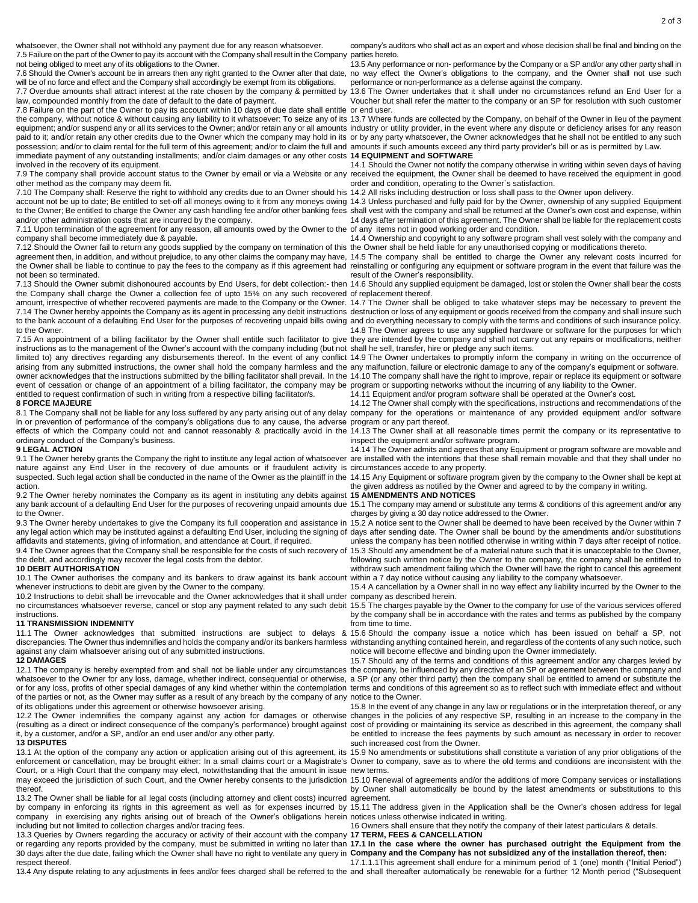whatsoever, the Owner shall not withhold any payment due for any reason whatsoever.

7.5 Failure on the part of the Owner to pay its account with the Company shall result in the Company not being obliged to meet any of its obligations to the Owner.

7.6 Should the Owner's account be in arrears then any right granted to the Owner after that date, will be of no force and effect and the Company shall accordingly be exempt from its obligations.

7.7 Overdue amounts shall attract interest at the rate chosen by the company & permitted by law, compounded monthly from the date of default to the date of payment.

7.8 Failure on the part of the Owner to pay its account within 10 days of due date shall entitle the company, without notice & without causing any liability to it whatsoever: To seize any of its equipment; and/or suspend any or all its services to the Owner; and/or retain any or all amounts paid to it; and/or retain any other credits due to the Owner which the company may hold in its possession; and/or to claim rental for the full term of this agreement; and/or to claim the full and immediate payment of any outstanding installments; and/or claim damages or any other costs involved in the recovery of its equipment.

7.9 The company shall provide account status to the Owner by email or via a Website or any other method as the company may deem fit.

7.10 The Company shall: Reserve the right to withhold any credits due to an Owner should his account not be up to date; Be entitled to set-off all moneys owing to it from any moneys owing to the Owner; Be entitled to charge the Owner any cash handling fee and/or other banking fees and/or other administration costs that are incurred by the company.

7.11 Upon termination of the agreement for any reason, all amounts owed by the Owner to the company shall become immediately due & payable.

7.12 Should the Owner fail to return any goods supplied by the company on termination of this agreement then, in addition, and without prejudice, to any other claims the company may have, the Owner shall be liable to continue to pay the fees to the company as if this agreement had not been so terminated.

7.13 Should the Owner submit dishonoured accounts by End Users, for debt collection:- then the Company shall charge the Owner a collection fee of upto 15% on any such recovered amount, irrespective of whether recovered payments are made to the Company or the Owner.

7.14 The Owner hereby appoints the Company as its agent in processing any debit instructions to the bank account of a defaulting End User for the purposes of recovering unpaid bills owing to the Owner.

7.15 An appointment of a billing facilitator by the Owner shall entitle such facilitator to give instructions as to the management of the Owner's account with the company including (but not limited to) any directives regarding any disbursements thereof. In the event of any conflict arising from any submitted instructions, the owner shall hold the company harmless and the owner acknowledges that the instructions submitted by the billing facilitator shall prevail. In the event of cessation or change of an appointment of a billing facilitator, the company may be entitled to request confirmation of such in writing from a respective billing facilitator/s.

**8 FORCE MAJEURE**

8.1 The Company shall not be liable for any loss suffered by any party arising out of any delay in or prevention of performance of the company's obligations due to any cause, the adverse effects of which the Company could not and cannot reasonably & practically avoid in the ordinary conduct of the Company's business.

**9 LEGAL ACTION**

9.1 The Owner hereby grants the Company the right to institute any legal action of whatsoever nature against any End User in the recovery of due amounts or if fraudulent activity is suspected. Such legal action shall be conducted in the name of the Owner as the plaintiff in the action.

9.2 The Owner hereby nominates the Company as its agent in instituting any debits against any bank account of a defaulting End User for the purposes of recovering unpaid amounts due to the Owner.

9.3 The Owner hereby undertakes to give the Company its full cooperation and assistance in any legal action which may be instituted against a defaulting End User, including the signing of affidavits and statements, giving of information, and attendance at Court, if required.

9.4 The Owner agrees that the Company shall be responsible for the costs of such recovery of the debt, and accordingly may recover the legal costs from the debtor.

**10 DEBIT AUTHORISATION**

10.1 The Owner authorises the company and its bankers to draw against its bank account whenever instructions to debit are given by the Owner to the company.

10.2 Instructions to debit shall be irrevocable and the Owner acknowledges that it shall under no circumstances whatsoever reverse, cancel or stop any payment related to any such debit instructions.

**11 TRANSMISSION INDEMNITY**

11.1 The Owner acknowledges that submitted instructions are subject to delays & discrepancies. The Owner thus indemnifies and holds the company and/or its bankers harmless against any claim whatsoever arising out of any submitted instructions.

**12 DAMAGES**

12.1 The company is hereby exempted from and shall not be liable under any circumstances whatsoever to the Owner for any loss, damage, whether indirect, consequential or otherwise, or for any loss, profits of other special damages of any kind whether within the contemplation of the parties or not, as the Owner may suffer as a result of any breach by the company of any of its obligations under this agreement or otherwise howsoever arising.

12.2 The Owner indemnifies the company against any action for damages or otherwise (resulting as a direct or indirect consequence of the company's performance) brought against it, by a customer, and/or a SP, and/or an end user and/or any other party.

**13 DISPUTES**

13.1 At the option of the company any action or application arising out of this agreement, its enforcement or cancellation, may be brought either: In a small claims court or a Magistrate's Court, or a High Court that the company may elect, notwithstanding that the amount in issue may exceed the jurisdiction of such Court, and the Owner hereby consents to the jurisdiction thereof.

13.2 The Owner shall be liable for all legal costs (including attorney and client costs) incurred by company in enforcing its rights in this agreement as well as for expenses incurred by company in exercising any rights arising out of breach of the Owner's obligations herein including but not limited to collection charges and/or tracing fees.

13.3 Queries by Owners regarding the accuracy or activity of their account with the company or regarding any reports provided by the company, must be submitted in writing no later than 30 days after the due date, failing which the Owner shall have no right to ventilate any query in respect thereof.

13.4 Any dispute relating to any adjustments in fees and/or fees charged shall be referred to the company's auditors who shall act as an expert and whose decision shall be final and binding on the parties hereto.

13.5 Any performance or non- performance by the Company or a SP and/or any other party shall in no way effect the Owner's obligations to the company, and the Owner shall not use such performance or non-performance as a defense against the company.

13.6 The Owner undertakes that it shall under no circumstances refund an End User for a Voucher but shall refer the matter to the company or an SP for resolution with such customer or end user.

13.7 Where funds are collected by the Company, on behalf of the Owner in lieu of the payment industry or utility provider, in the event where any dispute or deficiency arises for any reason or by any party whatsoever, the Owner acknowledges that he shall not be entitled to any such amounts if such amounts exceed any third party provider's bill or as is permitted by Law.

**14 EQUIPMENT and SOFTWARE**

14.1 Should the Owner not notify the company otherwise in writing within seven days of having received the equipment, the Owner shall be deemed to have received the equipment in good order and condition, operating to the Owner`s satisfaction.

14.2 All risks including destruction or loss shall pass to the Owner upon delivery.

14.3 Unless purchased and fully paid for by the Owner, ownership of any supplied Equipment shall vest with the company and shall be returned at the Owner's own cost and expense, within 14 days after termination of this agreement. The Owner shall be liable for the replacement costs of any items not in good working order and condition.

14.4 Ownership and copyright to any software program shall vest solely with the company and the Owner shall be held liable for any unauthorised copying or modifications thereto.

14.5 The company shall be entitled to charge the Owner any relevant costs incurred for reinstalling or configuring any equipment or software program in the event that failure was the result of the Owner's responsibility.

14.6 Should any supplied equipment be damaged, lost or stolen the Owner shall bear the costs of replacement thereof.

14.7 The Owner shall be obliged to take whatever steps may be necessary to prevent the destruction or loss of any equipment or goods received from the company and shall insure such and do everything necessary to comply with the terms and conditions of such insurance policy.

14.8 The Owner agrees to use any supplied hardware or software for the purposes for which they are intended by the company and shall not carry out any repairs or modifications, neither shall he sell, transfer, hire or pledge any such items.

14.9 The Owner undertakes to promptly inform the company in writing on the occurrence of any malfunction, failure or electronic damage to any of the company's equipment or software.

14.10 The company shall have the right to improve, repair or replace its equipment or software program or supporting networks without the incurring of any liability to the Owner.

14.11 Equipment and/or program software shall be operated at the Owner's cost.

14.12 The Owner shall comply with the specifications, instructions and recommendations of the company for the operations or maintenance of any provided equipment and/or software program or any part thereof.

14.13 The Owner shall at all reasonable times permit the company or its representative to inspect the equipment and/or software program.

14.14 The Owner admits and agrees that any Equipment or program software are movable and are installed with the intentions that these shall remain movable and that they shall under no circumstances accede to any property.

14.15 Any Equipment or software program given by the company to the Owner shall be kept at the given address as notified by the Owner and agreed to by the company in writing.

**15 AMENDMENTS AND NOTICES**

15.1 The company may amend or substitute any terms & conditions of this agreement and/or any charges by giving a 30 day notice addressed to the Owner.

15.2 A notice sent to the Owner shall be deemed to have been received by the Owner within 7 days after sending date. The Owner shall be bound by the amendments and/or substitutions unless the company has been notified otherwise in writing within 7 days after receipt of notice.

15.3 Should any amendment be of a material nature such that it is unacceptable to the Owner, following such written notice by the Owner to the company, the company shall be entitled to withdraw such amendment failing which the Owner will have the right to cancel this agreement within a 7 day notice without causing any liability to the company whatsoever.

15.4 A cancellation by a Owner shall in no way effect any liability incurred by the Owner to the company as described herein.

15.5 The charges payable by the Owner to the company for use of the various services offered by the company shall be in accordance with the rates and terms as published by the company from time to time.

15.6 Should the company issue a notice which has been issued on behalf a SP, not withstanding anything contained herein, and regardless of the contents of any such notice, such notice will become effective and binding upon the Owner immediately.

15.7 Should any of the terms and conditions of this agreement and/or any charges levied by the company, be influenced by any directive of an SP or agreement between the company and a SP (or any other third party) then the company shall be entitled to amend or substitute the terms and conditions of this agreement so as to reflect such with immediate effect and without notice to the Owner.

15.8 In the event of any change in any law or regulations or in the interpretation thereof, or any changes in the policies of any respective SP, resulting in an increase to the company in the cost of providing or maintaining its service as described in this agreement, the company shall be entitled to increase the fees payments by such amount as necessary in order to recover such increased cost from the Owner.

15.9 No amendments or substitutions shall constitute a variation of any prior obligations of the Owner to company, save as to where the old terms and conditions are inconsistent with the new terms.

15.10 Renewal of agreements and/or the additions of more Company services or installations by Owner shall automatically be bound by the latest amendments or substitutions to this agreement.

15.11 The address given in the Application shall be the Owner's chosen address for legal notices unless otherwise indicated in writing.

16 Owners shall ensure that they notify the company of their latest particulars & details.

**17 TERM, FEES & CANCELLATION**

**17.1 In the case where the owner has purchased outright the Equipment from the Company and the Company has not subsidized any of the installation thereof, then:**

17.1.1.1This agreement shall endure for a minimum period of 1 (one) month ("Initial Period") and shall thereafter automatically be renewable for a further 12 Month period ("Subsequent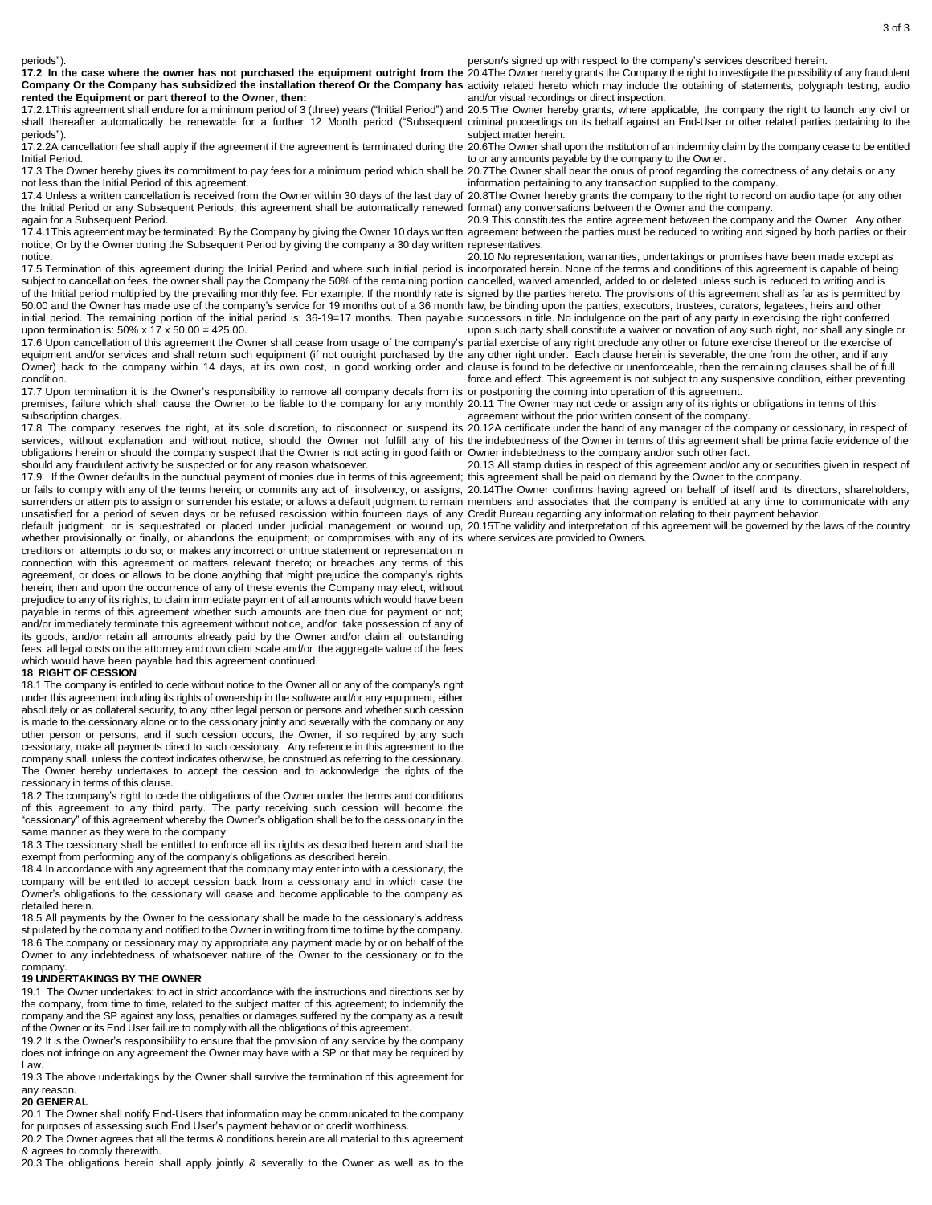periods").

**17.2 In the case where the owner has not purchased the equipment outright from the Company Or the Company has subsidized the installation thereof Or the Company has rented the Equipment or part thereof to the Owner, then:**

17.2.1This agreement shall endure for a minimum period of 3 (three) years ("Initial Period") and shall thereafter automatically be renewable for a further 12 Month period ("Subsequent periods").

17.2.2A cancellation fee shall apply if the agreement if the agreement is terminated during the Initial Period.

17.3 The Owner hereby gives its commitment to pay fees for a minimum period which shall be not less than the Initial Period of this agreement.

17.4 Unless a written cancellation is received from the Owner within 30 days of the last day of the Initial Period or any Subsequent Periods, this agreement shall be automatically renewed again for a Subsequent Period.

17.4.1This agreement may be terminated: By the Company by giving the Owner 10 days written notice; Or by the Owner during the Subsequent Period by giving the company a 30 day written notice.

17.5 Termination of this agreement during the Initial Period and where such initial period is subject to cancellation fees, the owner shall pay the Company the 50% of the remaining portion of the Initial period multiplied by the prevailing monthly fee. For example: If the monthly rate is 50.00 and the Owner has made use of the company's service for 19 months out of a 36 month initial period. The remaining portion of the initial period is: 36-19=17 months. Then payable upon termination is: 50% x 17 x 50.00 = 425.00.

17.6 Upon cancellation of this agreement the Owner shall cease from usage of the company's equipment and/or services and shall return such equipment (if not outright purchased by the Owner) back to the company within 14 days, at its own cost, in good working order and condition.

17.7 Upon termination it is the Owner's responsibility to remove all company decals from its premises, failure which shall cause the Owner to be liable to the company for any monthly subscription charges.

17.8 The company reserves the right, at its sole discretion, to disconnect or suspend its services, without explanation and without notice, should the Owner not fulfill any of his obligations herein or should the company suspect that the Owner is not acting in good faith or should any fraudulent activity be suspected or for any reason whatsoever.

17.9 If the Owner defaults in the punctual payment of monies due in terms of this agreement; or fails to comply with any of the terms herein; or commits any act of insolvency, or assigns, surrenders or attempts to assign or surrender his estate; or allows a default judgment to remain unsatisfied for a period of seven days or be refused rescission within fourteen days of any default judgment; or is sequestrated or placed under judicial management or wound up, whether provisionally or finally, or abandons the equipment; or compromises with any of its creditors or attempts to do so; or makes any incorrect or untrue statement or representation in connection with this agreement or matters relevant thereto; or breaches any terms of this agreement, or does or allows to be done anything that might prejudice the company's rights herein; then and upon the occurrence of any of these events the Company may elect, without prejudice to any of its rights, to claim immediate payment of all amounts which would have been payable in terms of this agreement whether such amounts are then due for payment or not; and/or immediately terminate this agreement without notice, and/or take possession of any of its goods, and/or retain all amounts already paid by the Owner and/or claim all outstanding fees, all legal costs on the attorney and own client scale and/or the aggregate value of the fees which would have been payable had this agreement continued.

**18 RIGHT OF CESSION**

18.1 The company is entitled to cede without notice to the Owner all or any of the company's right under this agreement including its rights of ownership in the software and/or any equipment, either absolutely or as collateral security, to any other legal person or persons and whether such cession is made to the cessionary alone or to the cessionary jointly and severally with the company or any other person or persons, and if such cession occurs, the Owner, if so required by any such cessionary, make all payments direct to such cessionary. Any reference in this agreement to the company shall, unless the context indicates otherwise, be construed as referring to the cessionary. The Owner hereby undertakes to accept the cession and to acknowledge the rights of the cessionary in terms of this clause.

18.2 The company's right to cede the obligations of the Owner under the terms and conditions of this agreement to any third party. The party receiving such cession will become the "cessionary" of this agreement whereby the Owner's obligation shall be to the cessionary in the same manner as they were to the company.

18.3 The cessionary shall be entitled to enforce all its rights as described herein and shall be exempt from performing any of the company's obligations as described herein.

18.4 In accordance with any agreement that the company may enter into with a cessionary, the company will be entitled to accept cession back from a cessionary and in which case the Owner's obligations to the cessionary will cease and become applicable to the company as detailed herein.

18.5 All payments by the Owner to the cessionary shall be made to the cessionary's address stipulated by the company and notified to the Owner in writing from time to time by the company.

18.6 The company or cessionary may by appropriate any payment made by or on behalf of the Owner to any indebtedness of whatsoever nature of the Owner to the cessionary or to the company.

**19 UNDERTAKINGS BY THE OWNER**

19.1 The Owner undertakes: to act in strict accordance with the instructions and directions set by the company, from time to time, related to the subject matter of this agreement; to indemnify the company and the SP against any loss, penalties or damages suffered by the company as a result of the Owner or its End User failure to comply with all the obligations of this agreement.

19.2 It is the Owner's responsibility to ensure that the provision of any service by the company does not infringe on any agreement the Owner may have with a SP or that may be required by Law.

19.3 The above undertakings by the Owner shall survive the termination of this agreement for any reason.

**20 GENERAL**

20.1 The Owner shall notify End-Users that information may be communicated to the company for purposes of assessing such End User's payment behavior or credit worthiness.

20.2 The Owner agrees that all the terms & conditions herein are all material to this agreement & agrees to comply therewith.

20.3 The obligations herein shall apply jointly & severally to the Owner as well as to the person/s signed up with respect to the company's services described herein.

20.4The Owner hereby grants the Company the right to investigate the possibility of any fraudulent activity related hereto which may include the obtaining of statements, polygraph testing, audio and/or visual recordings or direct inspection.

20.5 The Owner hereby grants, where applicable, the company the right to launch any civil or criminal proceedings on its behalf against an End-User or other related parties pertaining to the subject matter herein.

20.6The Owner shall upon the institution of an indemnity claim by the company cease to be entitled to or any amounts payable by the company to the Owner.

20.7The Owner shall bear the onus of proof regarding the correctness of any details or any information pertaining to any transaction supplied to the company.

20.8The Owner hereby grants the company to the right to record on audio tape (or any other format) any conversations between the Owner and the company.

20.9 This constitutes the entire agreement between the company and the Owner. Any other agreement between the parties must be reduced to writing and signed by both parties or their representatives.

20.10 No representation, warranties, undertakings or promises have been made except as incorporated herein. None of the terms and conditions of this agreement is capable of being cancelled, waived amended, added to or deleted unless such is reduced to writing and is signed by the parties hereto. The provisions of this agreement shall as far as is permitted by law, be binding upon the parties, executors, trustees, curators, legatees, heirs and other successors in title. No indulgence on the part of any party in exercising the right conferred upon such party shall constitute a waiver or novation of any such right, nor shall any single or partial exercise of any right preclude any other or future exercise thereof or the exercise of any other right under. Each clause herein is severable, the one from the other, and if any clause is found to be defective or unenforceable, then the remaining clauses shall be of full force and effect. This agreement is not subject to any suspensive condition, either preventing or postponing the coming into operation of this agreement.

20.11 The Owner may not cede or assign any of its rights or obligations in terms of this agreement without the prior written consent of the company.

20.12A certificate under the hand of any manager of the company or cessionary, in respect of the indebtedness of the Owner in terms of this agreement shall be prima facie evidence of the Owner indebtedness to the company and/or such other fact.

20.13 All stamp duties in respect of this agreement and/or any or securities given in respect of this agreement shall be paid on demand by the Owner to the company.

20.14The Owner confirms having agreed on behalf of itself and its directors, shareholders, members and associates that the company is entitled at any time to communicate with any Credit Bureau regarding any information relating to their payment behavior.

20.15The validity and interpretation of this agreement will be governed by the laws of the country where services are provided to Owners.